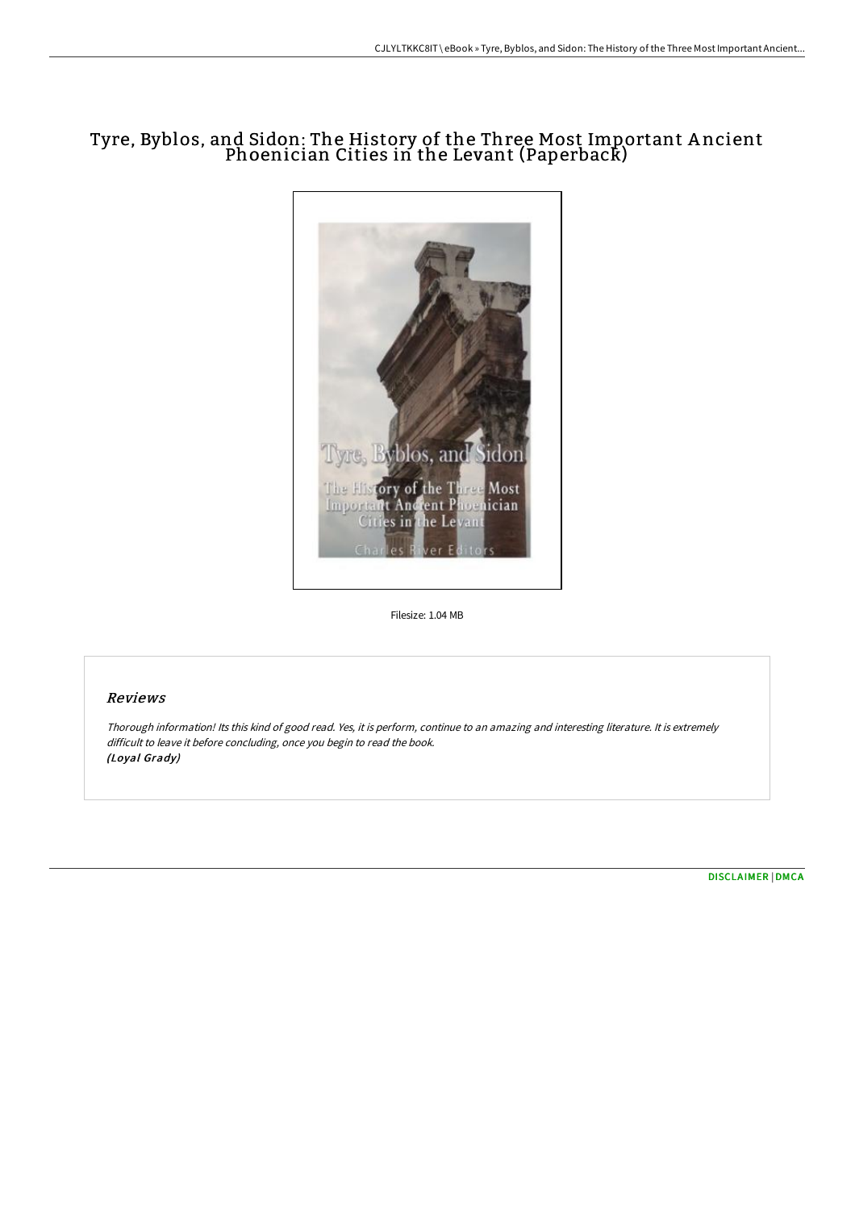# Tyre, Byblos, and Sidon: The History of the Three Most Important Ancient Phoenician Cities in the Levant (Paperback)

Filesize: 1.04 MB

## Reviews

*Thorough information! Its this kind of good read. Yes, it is perform, continue to an amazing and interesting literature. It is extremely difficult to leave it before concluding, once you begin to read the book.*
*(Loyal Grady)*

DISCLAIMER | DMCA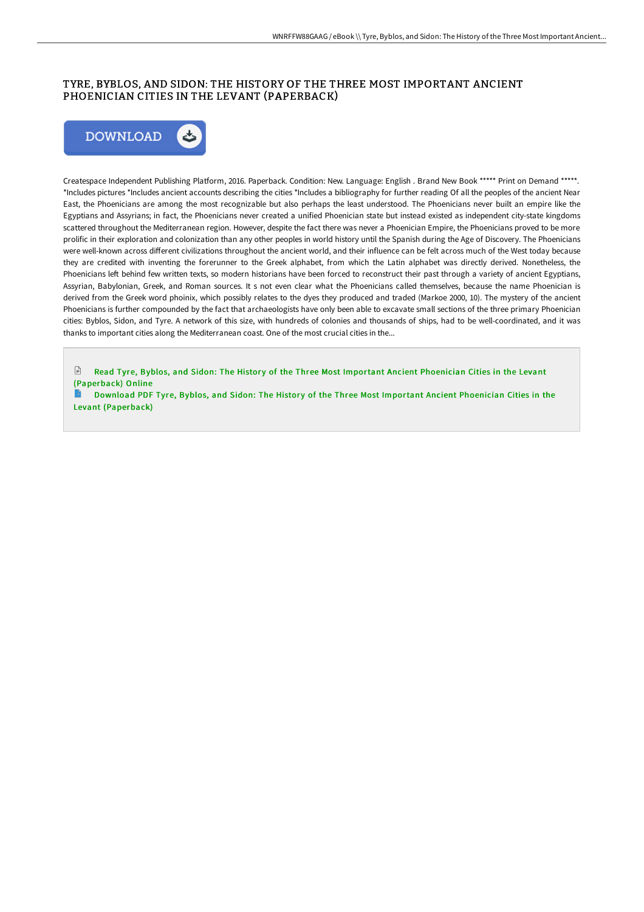# TYRE, BYBLOS, AND SIDON: THE HISTORY OF THE THREE MOST IMPORTANT ANCIENT PHOENICIAN CITIES IN THE LEVANT (PAPERBACK)

DOWNLOAD

Createspace Independent Publishing Platform, 2016. Paperback. Condition: New. Language: English . Brand New Book ***** Print on Demand *****. *Includes pictures *Includes ancient accounts describing the cities *Includes a bibliography for further reading Of all the peoples of the ancient Near East, the Phoenicians are among the most recognizable but also perhaps the least understood. The Phoenicians never built an empire like the Egyptians and Assyrians; in fact, the Phoenicians never created a unified Phoenician state but instead existed as independent city-state kingdoms scattered throughout the Mediterranean region. However, despite the fact there was never a Phoenician Empire, the Phoenicians proved to be more prolific in their exploration and colonization than any other peoples in world history until the Spanish during the Age of Discovery. The Phoenicians were well-known across different civilizations throughout the ancient world, and their influence can be felt across much of the West today because they are credited with inventing the forerunner to the Greek alphabet, from which the Latin alphabet was directly derived. Nonetheless, the Phoenicians left behind few written texts, so modern historians have been forced to reconstruct their past through a variety of ancient Egyptians, Assyrian, Babylonian, Greek, and Roman sources. It s not even clear what the Phoenicians called themselves, because the name Phoenician is derived from the Greek word phoinix, which possibly relates to the dyes they produced and traded (Markoe 2000, 10). The mystery of the ancient Phoenicians is further compounded by the fact that archaeologists have only been able to excavate small sections of the three primary Phoenician cities: Byblos, Sidon, and Tyre. A network of this size, with hundreds of colonies and thousands of ships, had to be well-coordinated, and it was thanks to important cities along the Mediterranean coast. One of the most crucial cities in the...

Read Tyre, Byblos, and Sidon: The History of the Three Most Important Ancient Phoenician Cities in the Levant (Paperback) Online

Download PDF Tyre, Byblos, and Sidon: The History of the Three Most Important Ancient Phoenician Cities in the Levant (Paperback)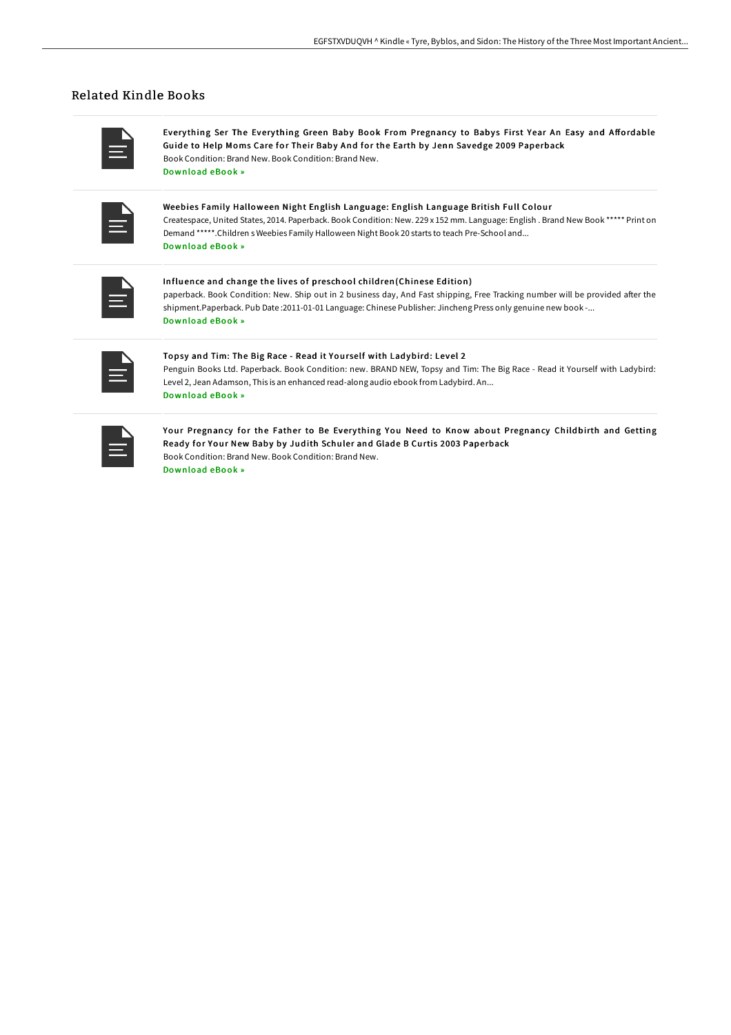## Related Kindle Books

**Everything Ser The Everything Green Baby Book From Pregnancy to Babys First Year An Easy and Affordable Guide to Help Moms Care for Their Baby And for the Earth by Jenn Savedge 2009 Paperback**
Book Condition: Brand New. Book Condition: Brand New.
Download eBook »

**Weebies Family Halloween Night English Language: English Language British Full Colour**
Createspace, United States, 2014. Paperback. Book Condition: New. 229 x 152 mm. Language: English . Brand New Book ***** Print on Demand *****.Children s Weebies Family Halloween Night Book 20 starts to teach Pre-School and...
Download eBook »

**Influence and change the lives of preschool children(Chinese Edition)**
paperback. Book Condition: New. Ship out in 2 business day, And Fast shipping, Free Tracking number will be provided after the shipment.Paperback. Pub Date :2011-01-01 Language: Chinese Publisher: Jincheng Press only genuine new book -...
Download eBook »

**Topsy and Tim: The Big Race - Read it Yourself with Ladybird: Level 2**
Penguin Books Ltd. Paperback. Book Condition: new. BRAND NEW, Topsy and Tim: The Big Race - Read it Yourself with Ladybird: Level 2, Jean Adamson, This is an enhanced read-along audio ebook from Ladybird. An...
Download eBook »

**Your Pregnancy for the Father to Be Everything You Need to Know about Pregnancy Childbirth and Getting Ready for Your New Baby by Judith Schuler and Glade B Curtis 2003 Paperback**
Book Condition: Brand New. Book Condition: Brand New.
Download eBook »